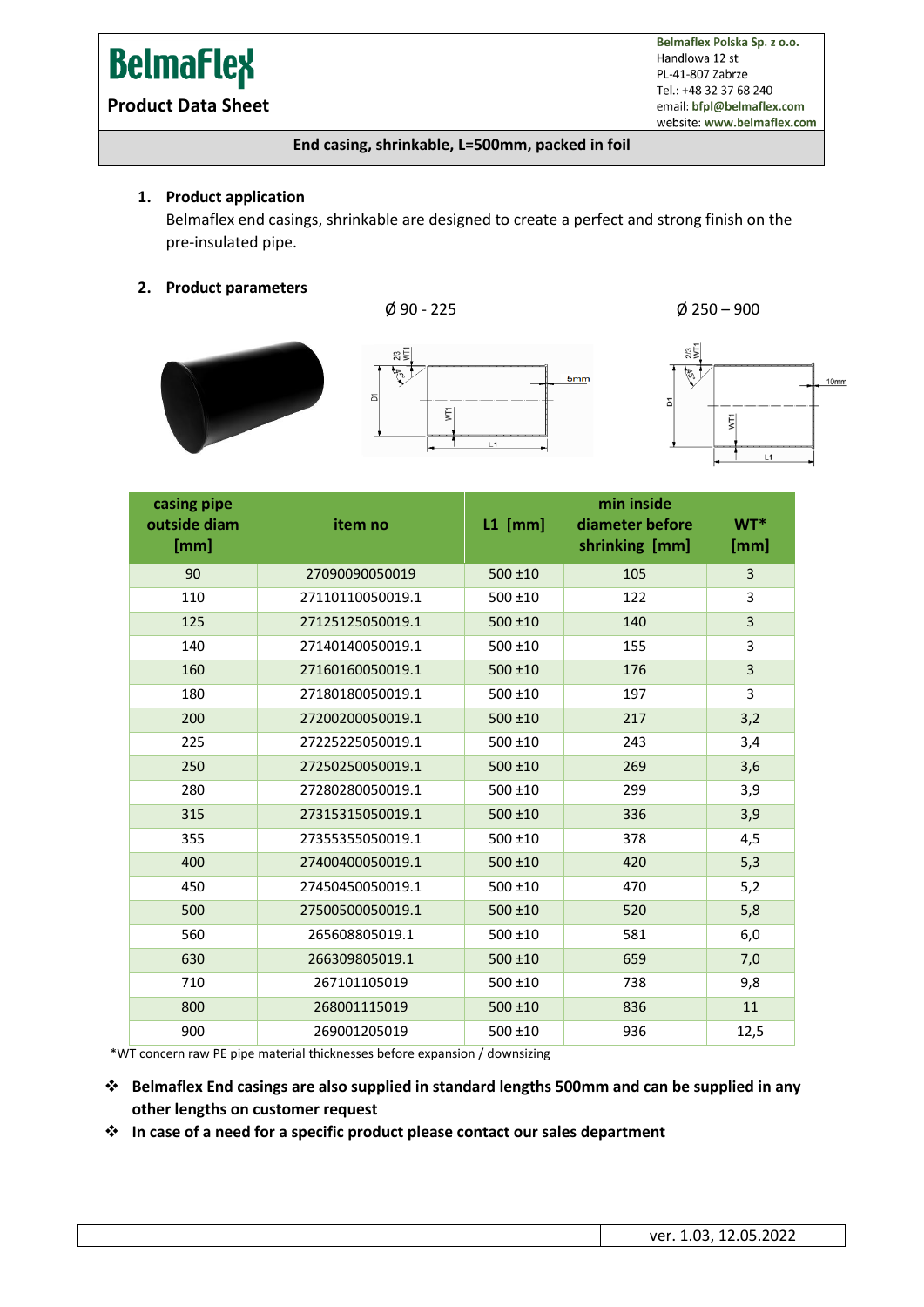# BelmaFlex

**Product Data Sheet**

**Belmaflex Polska Sp. z o.o.**
Handlowa 12 st
PL-41-807 Zabrze
Tel.: +48 32 37 68 240
email: **bfpl@belmaflex.com**
website: **www.belmaflex.com**

**End casing, shrinkable, L=500mm, packed in foil**

1. **Product application**

   Belmaflex end casings, shrinkable are designed to create a perfect and strong finish on the pre-insulated pipe.

2. **Product parameters**

Ø 90 - 225 &nbsp;&nbsp;&nbsp;&nbsp;&nbsp;&nbsp;&nbsp;&nbsp; Ø 250 – 900

| casing pipe outside diam [mm] | item no | L1 [mm] | min inside diameter before shrinking [mm] | WT* [mm] |
|---|---|---|---|---|
| 90 | 27090090050019 | 500 ±10 | 105 | 3 |
| 110 | 27110110050019.1 | 500 ±10 | 122 | 3 |
| 125 | 27125125050019.1 | 500 ±10 | 140 | 3 |
| 140 | 27140140050019.1 | 500 ±10 | 155 | 3 |
| 160 | 27160160050019.1 | 500 ±10 | 176 | 3 |
| 180 | 27180180050019.1 | 500 ±10 | 197 | 3 |
| 200 | 27200200050019.1 | 500 ±10 | 217 | 3,2 |
| 225 | 27225225050019.1 | 500 ±10 | 243 | 3,4 |
| 250 | 27250250050019.1 | 500 ±10 | 269 | 3,6 |
| 280 | 27280280050019.1 | 500 ±10 | 299 | 3,9 |
| 315 | 27315315050019.1 | 500 ±10 | 336 | 3,9 |
| 355 | 27355355050019.1 | 500 ±10 | 378 | 4,5 |
| 400 | 27400400050019.1 | 500 ±10 | 420 | 5,3 |
| 450 | 27450450050019.1 | 500 ±10 | 470 | 5,2 |
| 500 | 27500500050019.1 | 500 ±10 | 520 | 5,8 |
| 560 | 265608805019.1 | 500 ±10 | 581 | 6,0 |
| 630 | 263309805019.1 | 500 ±10 | 659 | 7,0 |
| 710 | 267101105019 | 500 ±10 | 738 | 9,8 |
| 800 | 268001115019 | 500 ±10 | 836 | 11 |
| 900 | 269001205019 | 500 ±10 | 936 | 12,5 |

*WT concern raw PE pipe material thicknesses before expansion / downsizing

- **Belmaflex End casings are also supplied in standard lengths 500mm and can be supplied in any other lengths on customer request**
- **In case of a need for a specific product please contact our sales department**

ver. 1.03, 12.05.2022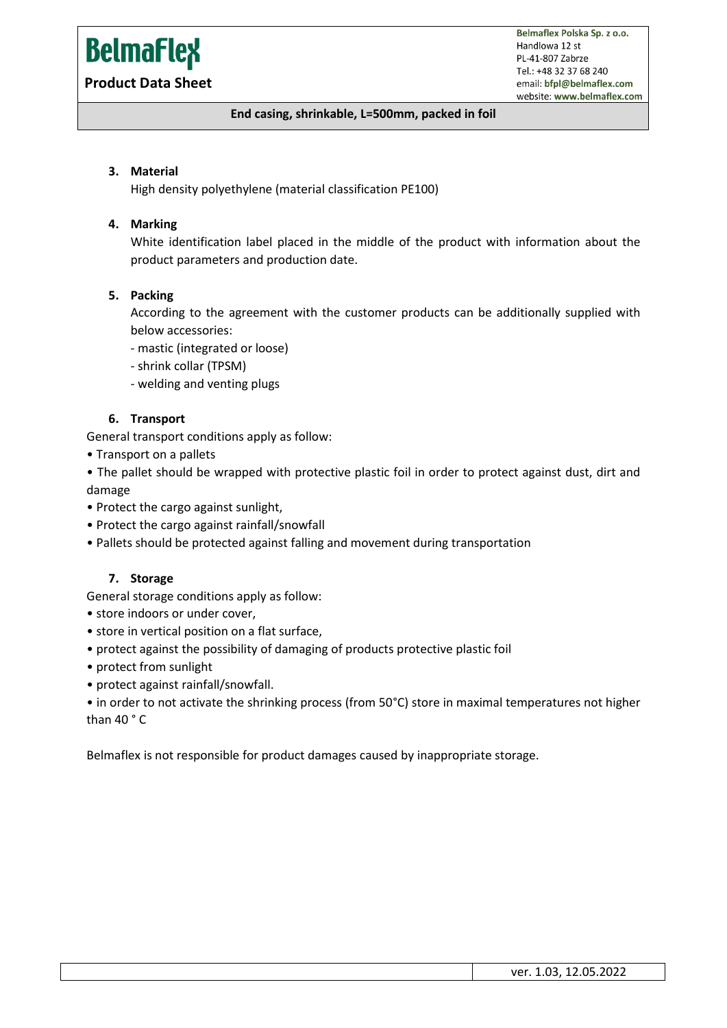### 3. Material

High density polyethylene (material classification PE100)

### 4. Marking

White identification label placed in the middle of the product with information about the product parameters and production date.

### 5. Packing

According to the agreement with the customer products can be additionally supplied with below accessories:

- mastic (integrated or loose)
- shrink collar (TPSM)
- welding and venting plugs

### 6. Transport

General transport conditions apply as follow:

- Transport on a pallets
- The pallet should be wrapped with protective plastic foil in order to protect against dust, dirt and damage
- Protect the cargo against sunlight,
- Protect the cargo against rainfall/snowfall
- Pallets should be protected against falling and movement during transportation

### 7. Storage

General storage conditions apply as follow:

- store indoors or under cover,
- store in vertical position on a flat surface,
- protect against the possibility of damaging of products protective plastic foil
- protect from sunlight
- protect against rainfall/snowfall.
- in order to not activate the shrinking process (from 50°C) store in maximal temperatures not higher than 40 ° C

Belmaflex is not responsible for product damages caused by inappropriate storage.